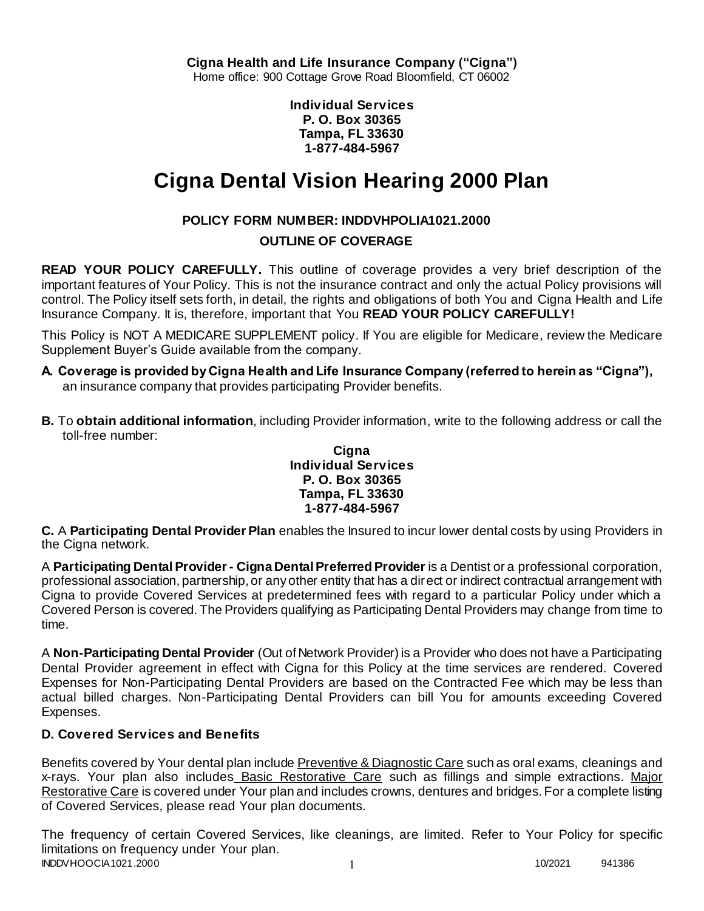**Cigna Health and Life Insurance Company ("Cigna")**
Home office: 900 Cottage Grove Road Bloomfield, CT 06002

**Individual Services**
**P. O. Box 30365**
**Tampa, FL 33630**
**1-877-484-5967**

# Cigna Dental Vision Hearing 2000 Plan

**POLICY FORM NUMBER: INDDVHPOLIA1021.2000**

**OUTLINE OF COVERAGE**

**READ YOUR POLICY CAREFULLY.** This outline of coverage provides a very brief description of the important features of Your Policy. This is not the insurance contract and only the actual Policy provisions will control. The Policy itself sets forth, in detail, the rights and obligations of both You and Cigna Health and Life Insurance Company. It is, therefore, important that You **READ YOUR POLICY CAREFULLY!**

This Policy is NOT A MEDICARE SUPPLEMENT policy. If You are eligible for Medicare, review the Medicare Supplement Buyer's Guide available from the company.

**A. Coverage is provided by Cigna Health and Life Insurance Company (referred to herein as "Cigna"),** an insurance company that provides participating Provider benefits.

**B.** To **obtain additional information**, including Provider information, write to the following address or call the toll-free number:

**Cigna**
**Individual Services**
**P. O. Box 30365**
**Tampa, FL 33630**
**1-877-484-5967**

**C.** A **Participating Dental Provider Plan** enables the Insured to incur lower dental costs by using Providers in the Cigna network.

A **Participating Dental Provider - Cigna Dental Preferred Provider** is a Dentist or a professional corporation, professional association, partnership, or any other entity that has a direct or indirect contractual arrangement with Cigna to provide Covered Services at predetermined fees with regard to a particular Policy under which a Covered Person is covered. The Providers qualifying as Participating Dental Providers may change from time to time.

A **Non-Participating Dental Provider** (Out of Network Provider) is a Provider who does not have a Participating Dental Provider agreement in effect with Cigna for this Policy at the time services are rendered. Covered Expenses for Non-Participating Dental Providers are based on the Contracted Fee which may be less than actual billed charges. Non-Participating Dental Providers can bill You for amounts exceeding Covered Expenses.

### D. Covered Services and Benefits

Benefits covered by Your dental plan include Preventive & Diagnostic Care such as oral exams, cleanings and x-rays. Your plan also includes Basic Restorative Care such as fillings and simple extractions. Major Restorative Care is covered under Your plan and includes crowns, dentures and bridges. For a complete listing of Covered Services, please read Your plan documents.

The frequency of certain Covered Services, like cleanings, are limited. Refer to Your Policy for specific limitations on frequency under Your plan.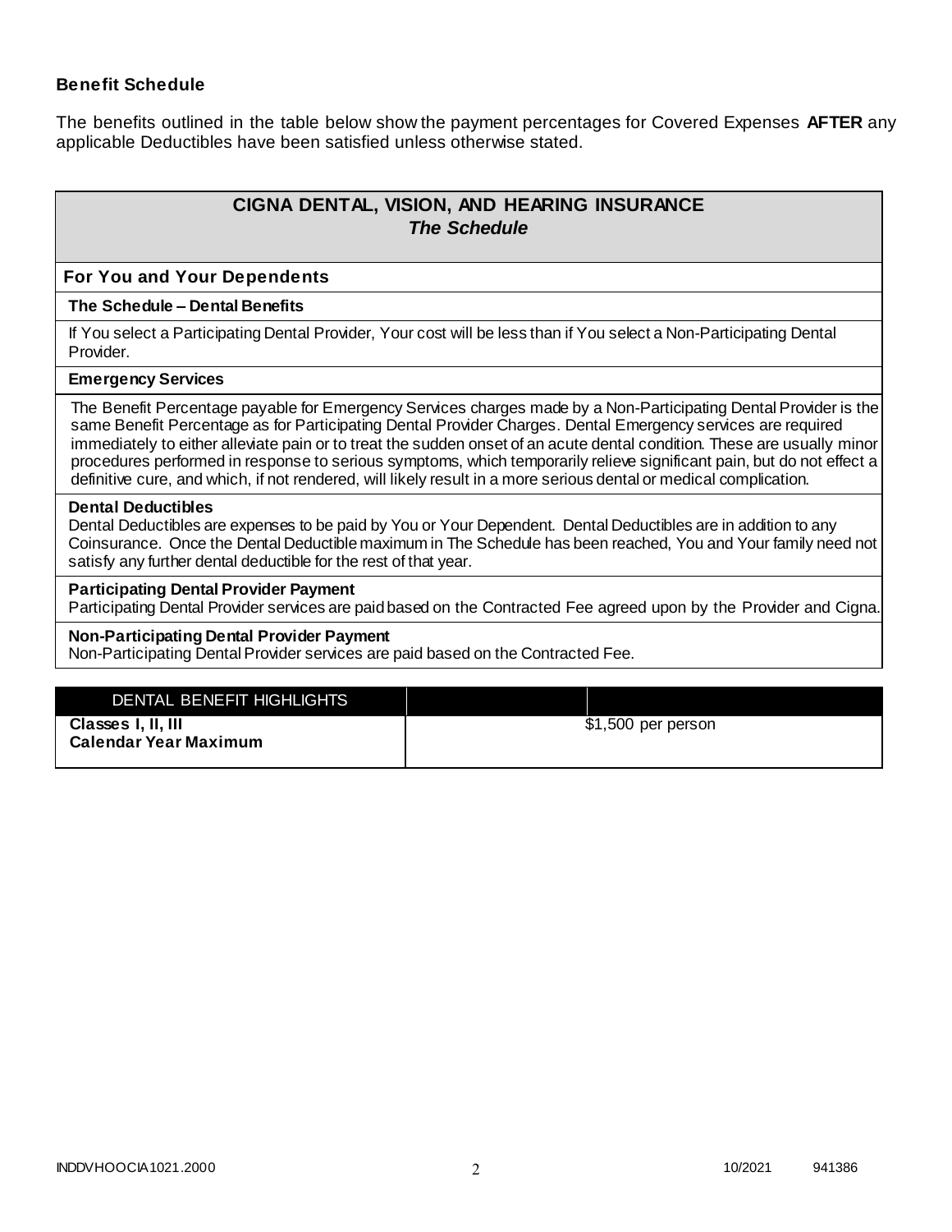### Benefit Schedule

The benefits outlined in the table below show the payment percentages for Covered Expenses **AFTER** any applicable Deductibles have been satisfied unless otherwise stated.

## CIGNA DENTAL, VISION, AND HEARING INSURANCE
### *The Schedule*

**For You and Your Dependents**

**The Schedule – Dental Benefits**

If You select a Participating Dental Provider, Your cost will be less than if You select a Non-Participating Dental Provider.

**Emergency Services**

The Benefit Percentage payable for Emergency Services charges made by a Non-Participating Dental Provider is the same Benefit Percentage as for Participating Dental Provider Charges. Dental Emergency services are required immediately to either alleviate pain or to treat the sudden onset of an acute dental condition. These are usually minor procedures performed in response to serious symptoms, which temporarily relieve significant pain, but do not effect a definitive cure, and which, if not rendered, will likely result in a more serious dental or medical complication.

**Dental Deductibles**

Dental Deductibles are expenses to be paid by You or Your Dependent. Dental Deductibles are in addition to any Coinsurance. Once the Dental Deductible maximum in The Schedule has been reached, You and Your family need not satisfy any further dental deductible for the rest of that year.

**Participating Dental Provider Payment**

Participating Dental Provider services are paid based on the Contracted Fee agreed upon by the Provider and Cigna.

**Non-Participating Dental Provider Payment**

Non-Participating Dental Provider services are paid based on the Contracted Fee.

| DENTAL BENEFIT HIGHLIGHTS | | |
|---|---|---|
| **Classes I, II, III Calendar Year Maximum** | $1,500 per person | |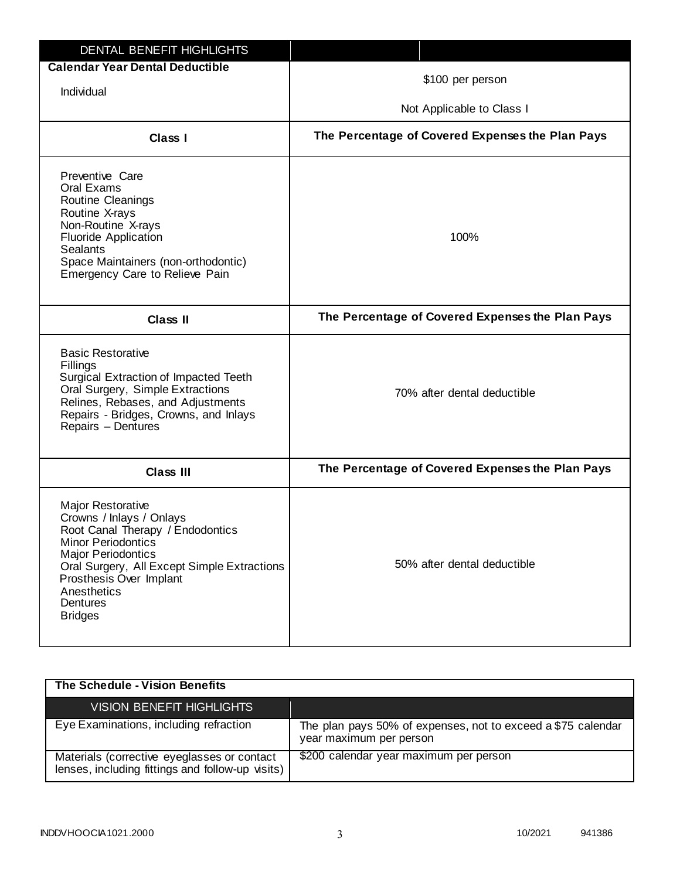| DENTAL BENEFIT HIGHLIGHTS | |
|---|---|
| **Calendar Year Dental Deductible**<br>Individual | \$100 per person<br><br>Not Applicable to Class I |
| **Class I** | **The Percentage of Covered Expenses the Plan Pays** |
| Preventive Care<br>Oral Exams<br>Routine Cleanings<br>Routine X-rays<br>Non-Routine X-rays<br>Fluoride Application<br>Sealants<br>Space Maintainers (non-orthodontic)<br>Emergency Care to Relieve Pain | 100% |
| **Class II** | **The Percentage of Covered Expenses the Plan Pays** |
| Basic Restorative<br>Fillings<br>Surgical Extraction of Impacted Teeth<br>Oral Surgery, Simple Extractions<br>Relines, Rebases, and Adjustments<br>Repairs - Bridges, Crowns, and Inlays<br>Repairs – Dentures | 70% after dental deductible |
| **Class III** | **The Percentage of Covered Expenses the Plan Pays** |
| Major Restorative<br>Crowns / Inlays / Onlays<br>Root Canal Therapy / Endodontics<br>Minor Periodontics<br>Major Periodontics<br>Oral Surgery, All Except Simple Extractions<br>Prosthesis Over Implant<br>Anesthetics<br>Dentures<br>Bridges | 50% after dental deductible |

**The Schedule - Vision Benefits**

| VISION BENEFIT HIGHLIGHTS | |
|---|---|
| Eye Examinations, including refraction | The plan pays 50% of expenses, not to exceed a \$75 calendar year maximum per person |
| Materials (corrective eyeglasses or contact lenses, including fittings and follow-up visits) | \$200 calendar year maximum per person |

INDDVHOOCIA1021.2000 10/2021 941386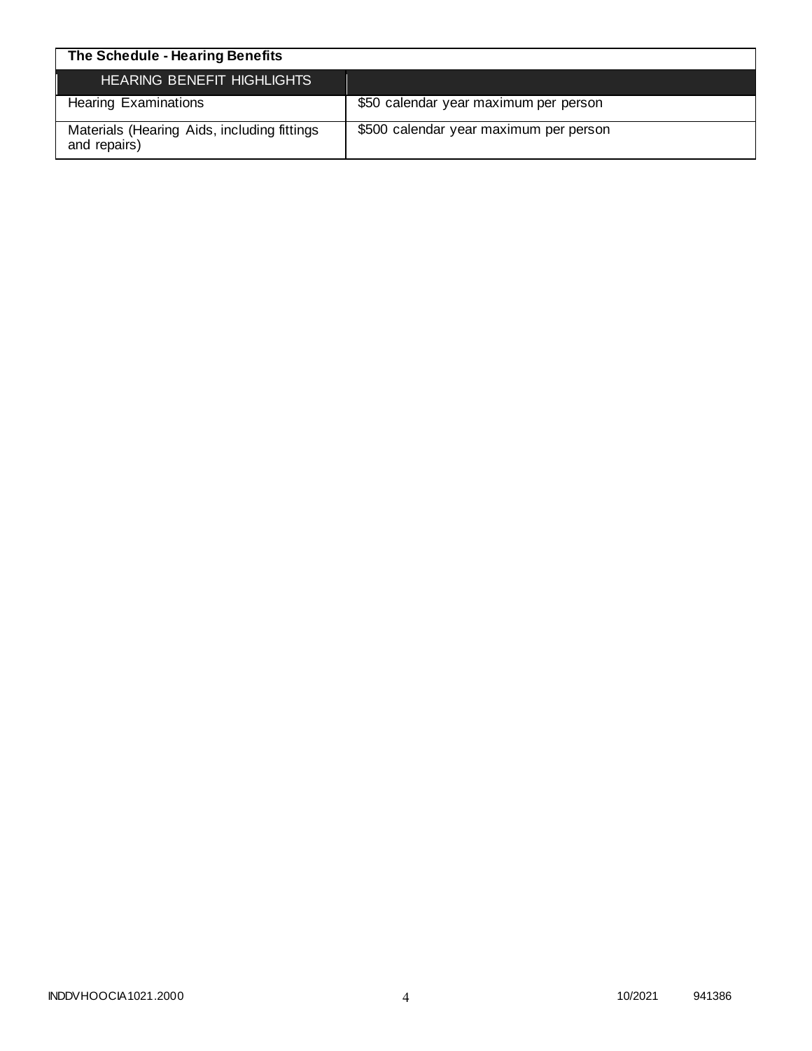| The Schedule - Hearing Benefits | |
|---|---|
| HEARING BENEFIT HIGHLIGHTS | |
| Hearing Examinations | $50 calendar year maximum per person |
| Materials (Hearing Aids, including fittings and repairs) | $500 calendar year maximum per person |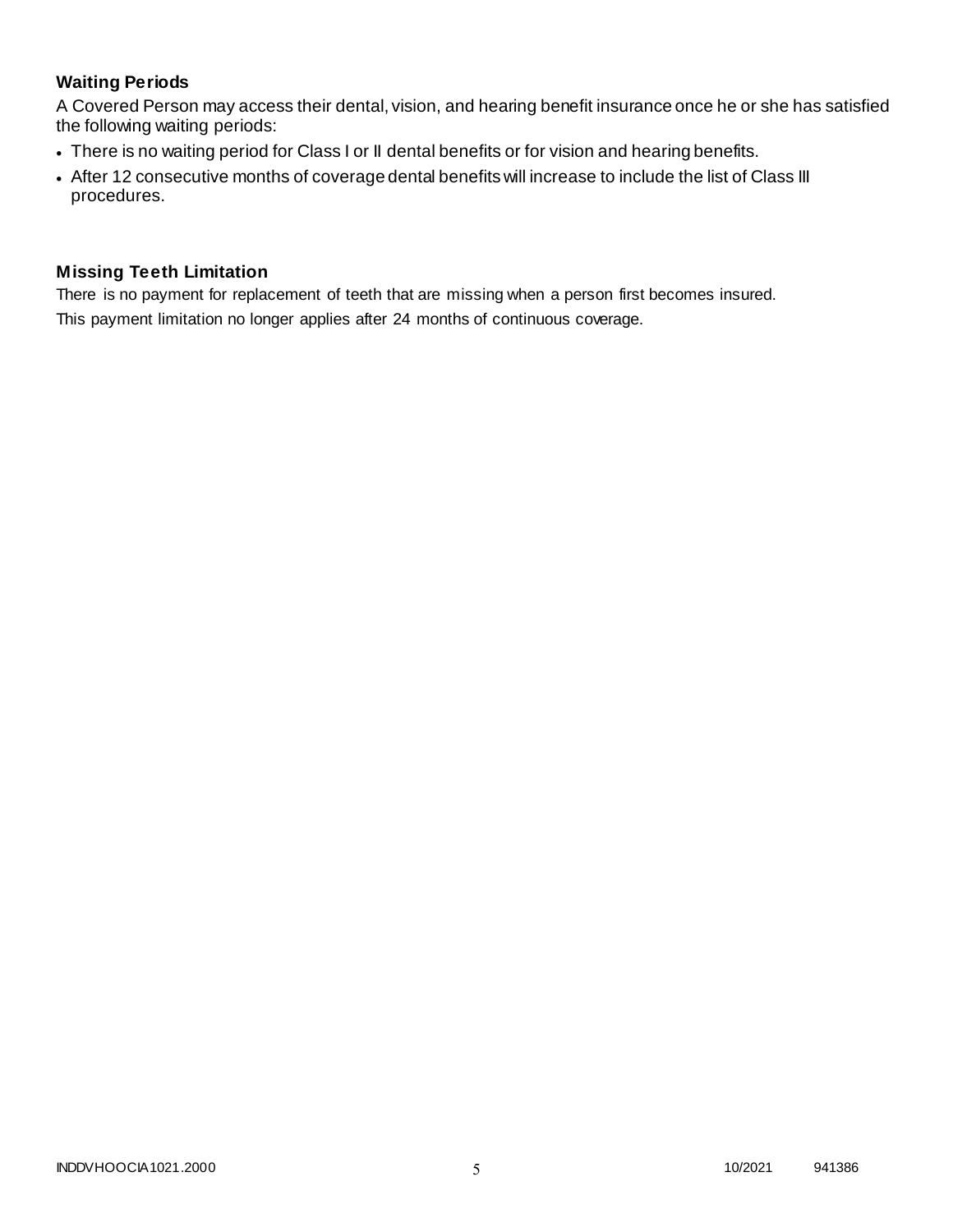### Waiting Periods

A Covered Person may access their dental, vision, and hearing benefit insurance once he or she has satisfied the following waiting periods:

- There is no waiting period for Class I or II dental benefits or for vision and hearing benefits.
- After 12 consecutive months of coverage dental benefits will increase to include the list of Class III procedures.

### Missing Teeth Limitation

There is no payment for replacement of teeth that are missing when a person first becomes insured.

This payment limitation no longer applies after 24 months of continuous coverage.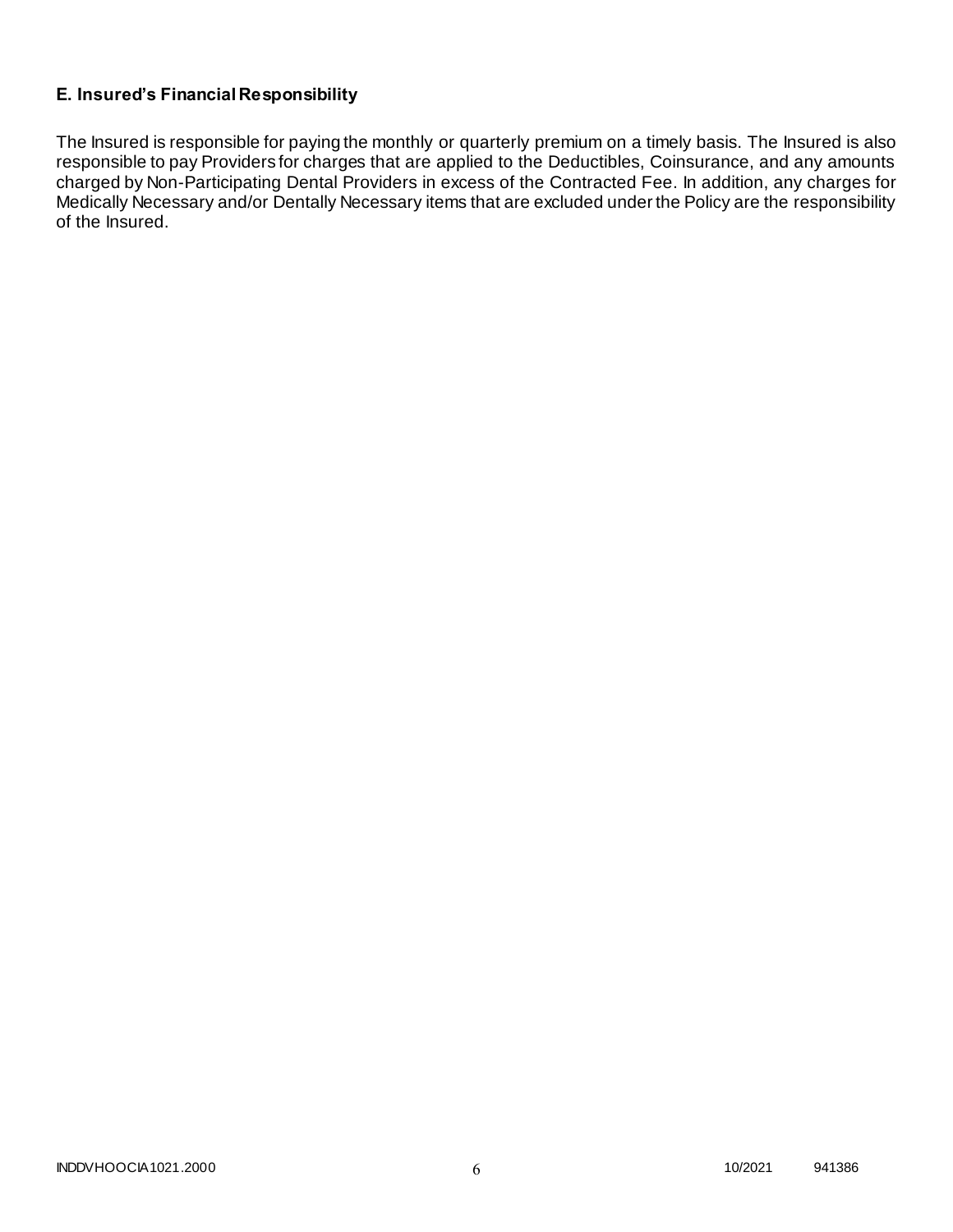## E. Insured's Financial Responsibility

The Insured is responsible for paying the monthly or quarterly premium on a timely basis. The Insured is also responsible to pay Providers for charges that are applied to the Deductibles, Coinsurance, and any amounts charged by Non-Participating Dental Providers in excess of the Contracted Fee. In addition, any charges for Medically Necessary and/or Dentally Necessary items that are excluded under the Policy are the responsibility of the Insured.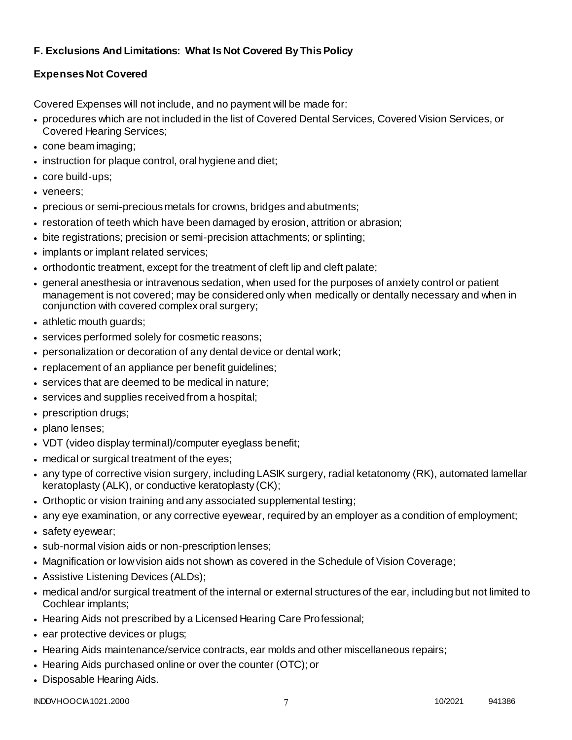## F. Exclusions And Limitations: What Is Not Covered By This Policy

### Expenses Not Covered

Covered Expenses will not include, and no payment will be made for:

- procedures which are not included in the list of Covered Dental Services, Covered Vision Services, or Covered Hearing Services;
- cone beam imaging;
- instruction for plaque control, oral hygiene and diet;
- core build-ups;
- veneers;
- precious or semi-precious metals for crowns, bridges and abutments;
- restoration of teeth which have been damaged by erosion, attrition or abrasion;
- bite registrations; precision or semi-precision attachments; or splinting;
- implants or implant related services;
- orthodontic treatment, except for the treatment of cleft lip and cleft palate;
- general anesthesia or intravenous sedation, when used for the purposes of anxiety control or patient management is not covered; may be considered only when medically or dentally necessary and when in conjunction with covered complex oral surgery;
- athletic mouth guards;
- services performed solely for cosmetic reasons;
- personalization or decoration of any dental device or dental work;
- replacement of an appliance per benefit guidelines;
- services that are deemed to be medical in nature;
- services and supplies received from a hospital;
- prescription drugs;
- plano lenses;
- VDT (video display terminal)/computer eyeglass benefit;
- medical or surgical treatment of the eyes;
- any type of corrective vision surgery, including LASIK surgery, radial ketatonomy (RK), automated lamellar keratoplasty (ALK), or conductive keratoplasty (CK);
- Orthoptic or vision training and any associated supplemental testing;
- any eye examination, or any corrective eyewear, required by an employer as a condition of employment;
- safety eyewear;
- sub-normal vision aids or non-prescription lenses;
- Magnification or low vision aids not shown as covered in the Schedule of Vision Coverage;
- Assistive Listening Devices (ALDs);
- medical and/or surgical treatment of the internal or external structures of the ear, including but not limited to Cochlear implants;
- Hearing Aids not prescribed by a Licensed Hearing Care Professional;
- ear protective devices or plugs;
- Hearing Aids maintenance/service contracts, ear molds and other miscellaneous repairs;
- Hearing Aids purchased online or over the counter (OTC); or
- Disposable Hearing Aids.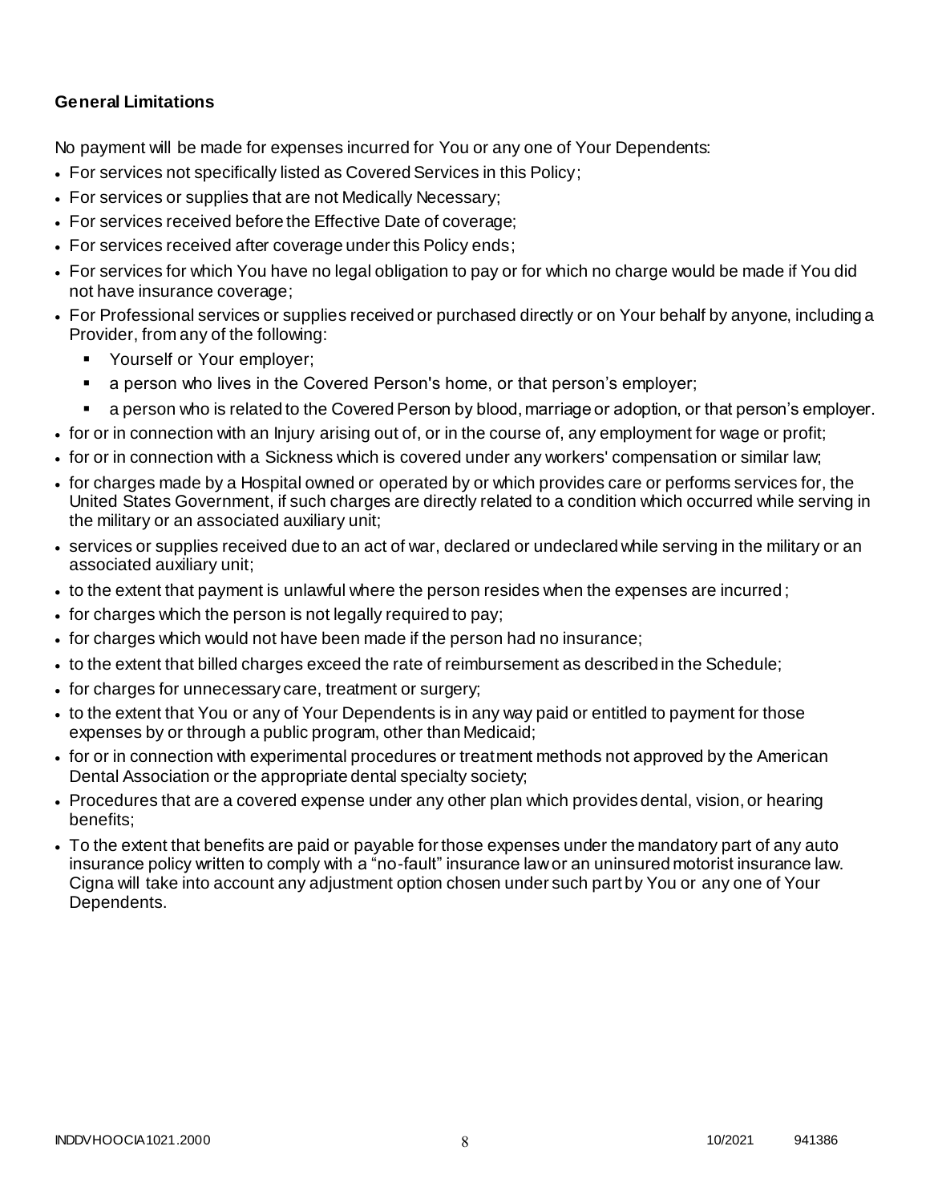**General Limitations**

No payment will be made for expenses incurred for You or any one of Your Dependents:

- For services not specifically listed as Covered Services in this Policy;
- For services or supplies that are not Medically Necessary;
- For services received before the Effective Date of coverage;
- For services received after coverage under this Policy ends;
- For services for which You have no legal obligation to pay or for which no charge would be made if You did not have insurance coverage;
- For Professional services or supplies received or purchased directly or on Your behalf by anyone, including a Provider, from any of the following:
  - Yourself or Your employer;
  - a person who lives in the Covered Person's home, or that person's employer;
  - a person who is related to the Covered Person by blood, marriage or adoption, or that person's employer.
- for or in connection with an Injury arising out of, or in the course of, any employment for wage or profit;
- for or in connection with a Sickness which is covered under any workers' compensation or similar law;
- for charges made by a Hospital owned or operated by or which provides care or performs services for, the United States Government, if such charges are directly related to a condition which occurred while serving in the military or an associated auxiliary unit;
- services or supplies received due to an act of war, declared or undeclared while serving in the military or an associated auxiliary unit;
- to the extent that payment is unlawful where the person resides when the expenses are incurred;
- for charges which the person is not legally required to pay;
- for charges which would not have been made if the person had no insurance;
- to the extent that billed charges exceed the rate of reimbursement as described in the Schedule;
- for charges for unnecessary care, treatment or surgery;
- to the extent that You or any of Your Dependents is in any way paid or entitled to payment for those expenses by or through a public program, other than Medicaid;
- for or in connection with experimental procedures or treatment methods not approved by the American Dental Association or the appropriate dental specialty society;
- Procedures that are a covered expense under any other plan which provides dental, vision, or hearing benefits;
- To the extent that benefits are paid or payable for those expenses under the mandatory part of any auto insurance policy written to comply with a "no-fault" insurance law or an uninsured motorist insurance law. Cigna will take into account any adjustment option chosen under such part by You or any one of Your Dependents.

INDDVHOOCIA1021.2000 10/2021 941386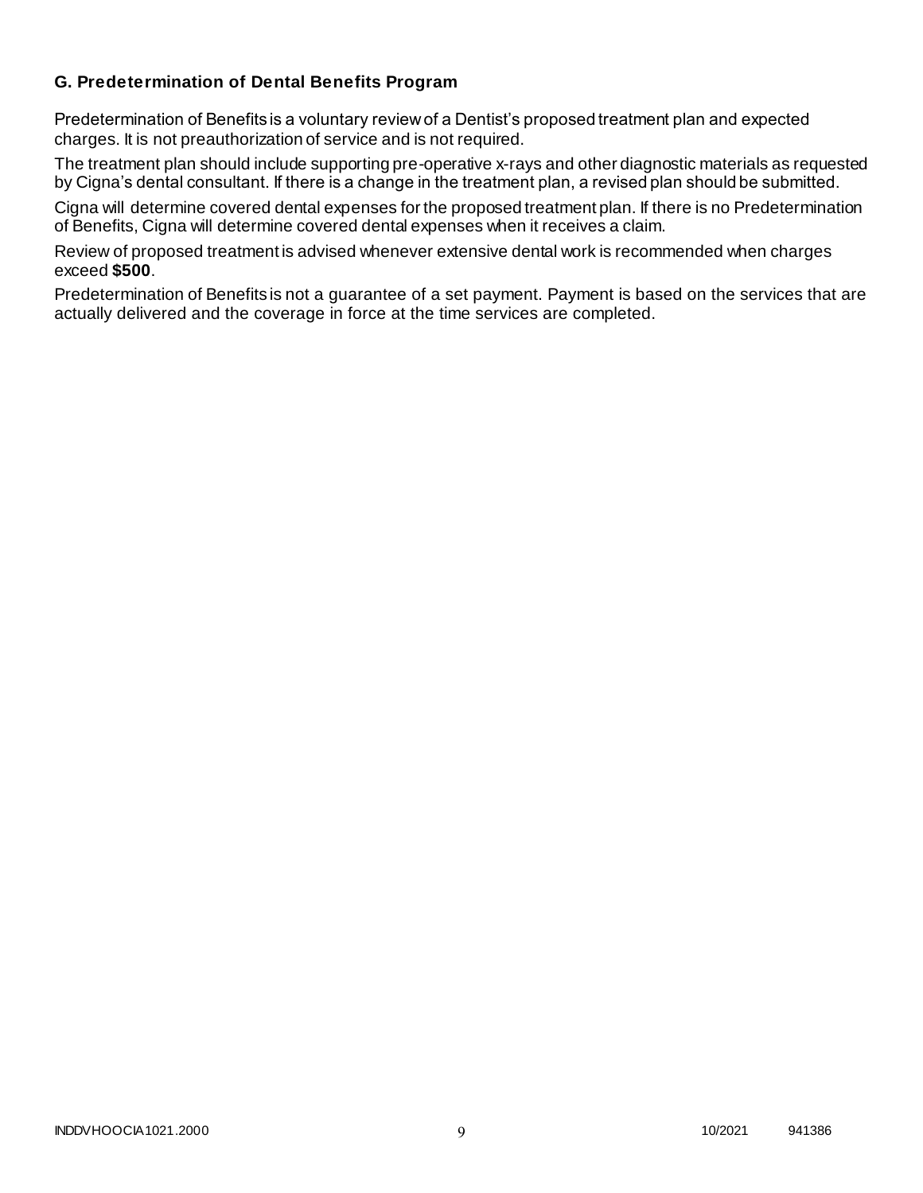### G. Predetermination of Dental Benefits Program

Predetermination of Benefits is a voluntary review of a Dentist's proposed treatment plan and expected charges. It is not preauthorization of service and is not required.

The treatment plan should include supporting pre-operative x-rays and other diagnostic materials as requested by Cigna's dental consultant. If there is a change in the treatment plan, a revised plan should be submitted.

Cigna will determine covered dental expenses for the proposed treatment plan. If there is no Predetermination of Benefits, Cigna will determine covered dental expenses when it receives a claim.

Review of proposed treatment is advised whenever extensive dental work is recommended when charges exceed **$500**.

Predetermination of Benefits is not a guarantee of a set payment. Payment is based on the services that are actually delivered and the coverage in force at the time services are completed.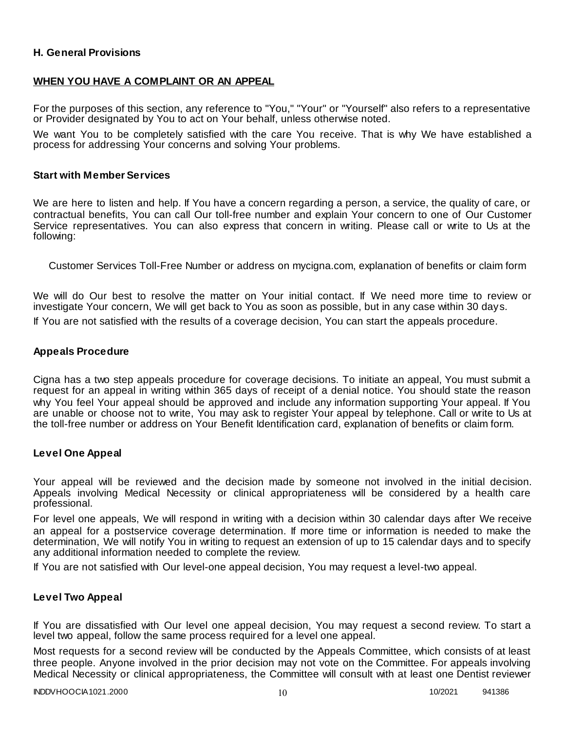## H. General Provisions

### WHEN YOU HAVE A COMPLAINT OR AN APPEAL

For the purposes of this section, any reference to "You," "Your" or "Yourself" also refers to a representative or Provider designated by You to act on Your behalf, unless otherwise noted.

We want You to be completely satisfied with the care You receive. That is why We have established a process for addressing Your concerns and solving Your problems.

### Start with Member Services

We are here to listen and help. If You have a concern regarding a person, a service, the quality of care, or contractual benefits, You can call Our toll-free number and explain Your concern to one of Our Customer Service representatives. You can also express that concern in writing. Please call or write to Us at the following:

Customer Services Toll-Free Number or address on mycigna.com, explanation of benefits or claim form

We will do Our best to resolve the matter on Your initial contact. If We need more time to review or investigate Your concern, We will get back to You as soon as possible, but in any case within 30 days.

If You are not satisfied with the results of a coverage decision, You can start the appeals procedure.

### Appeals Procedure

Cigna has a two step appeals procedure for coverage decisions. To initiate an appeal, You must submit a request for an appeal in writing within 365 days of receipt of a denial notice. You should state the reason why You feel Your appeal should be approved and include any information supporting Your appeal. If You are unable or choose not to write, You may ask to register Your appeal by telephone. Call or write to Us at the toll-free number or address on Your Benefit Identification card, explanation of benefits or claim form.

### Level One Appeal

Your appeal will be reviewed and the decision made by someone not involved in the initial decision. Appeals involving Medical Necessity or clinical appropriateness will be considered by a health care professional.

For level one appeals, We will respond in writing with a decision within 30 calendar days after We receive an appeal for a postservice coverage determination. If more time or information is needed to make the determination, We will notify You in writing to request an extension of up to 15 calendar days and to specify any additional information needed to complete the review.

If You are not satisfied with Our level-one appeal decision, You may request a level-two appeal.

### Level Two Appeal

If You are dissatisfied with Our level one appeal decision, You may request a second review. To start a level two appeal, follow the same process required for a level one appeal.

Most requests for a second review will be conducted by the Appeals Committee, which consists of at least three people. Anyone involved in the prior decision may not vote on the Committee. For appeals involving Medical Necessity or clinical appropriateness, the Committee will consult with at least one Dentist reviewer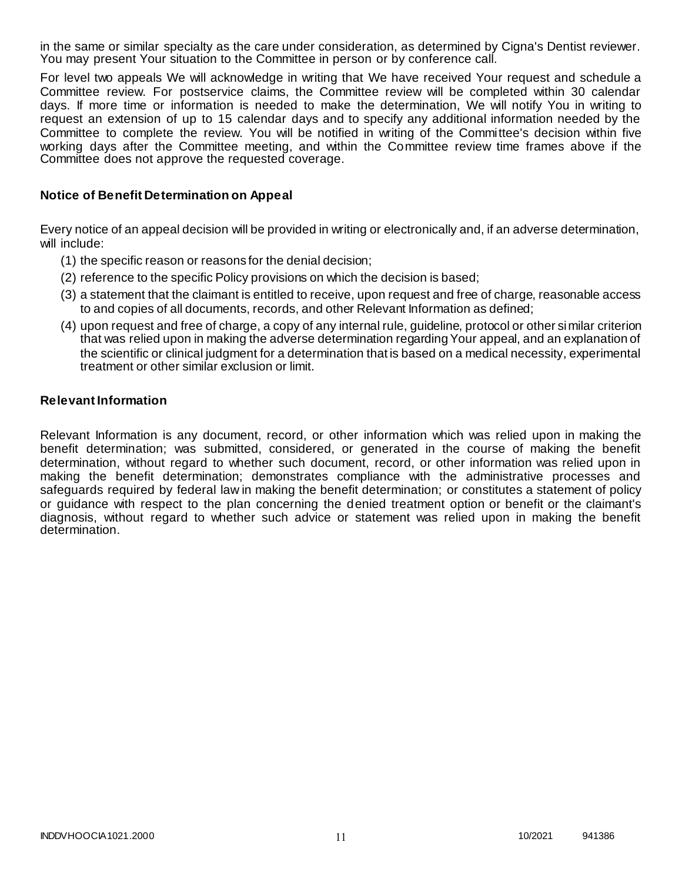in the same or similar specialty as the care under consideration, as determined by Cigna's Dentist reviewer. You may present Your situation to the Committee in person or by conference call.

For level two appeals We will acknowledge in writing that We have received Your request and schedule a Committee review. For postservice claims, the Committee review will be completed within 30 calendar days. If more time or information is needed to make the determination, We will notify You in writing to request an extension of up to 15 calendar days and to specify any additional information needed by the Committee to complete the review. You will be notified in writing of the Committee's decision within five working days after the Committee meeting, and within the Committee review time frames above if the Committee does not approve the requested coverage.

### Notice of Benefit Determination on Appeal

Every notice of an appeal decision will be provided in writing or electronically and, if an adverse determination, will include:

(1) the specific reason or reasons for the denial decision;

(2) reference to the specific Policy provisions on which the decision is based;

(3) a statement that the claimant is entitled to receive, upon request and free of charge, reasonable access to and copies of all documents, records, and other Relevant Information as defined;

(4) upon request and free of charge, a copy of any internal rule, guideline, protocol or other similar criterion that was relied upon in making the adverse determination regarding Your appeal, and an explanation of the scientific or clinical judgment for a determination that is based on a medical necessity, experimental treatment or other similar exclusion or limit.

### Relevant Information

Relevant Information is any document, record, or other information which was relied upon in making the benefit determination; was submitted, considered, or generated in the course of making the benefit determination, without regard to whether such document, record, or other information was relied upon in making the benefit determination; demonstrates compliance with the administrative processes and safeguards required by federal law in making the benefit determination; or constitutes a statement of policy or guidance with respect to the plan concerning the denied treatment option or benefit or the claimant's diagnosis, without regard to whether such advice or statement was relied upon in making the benefit determination.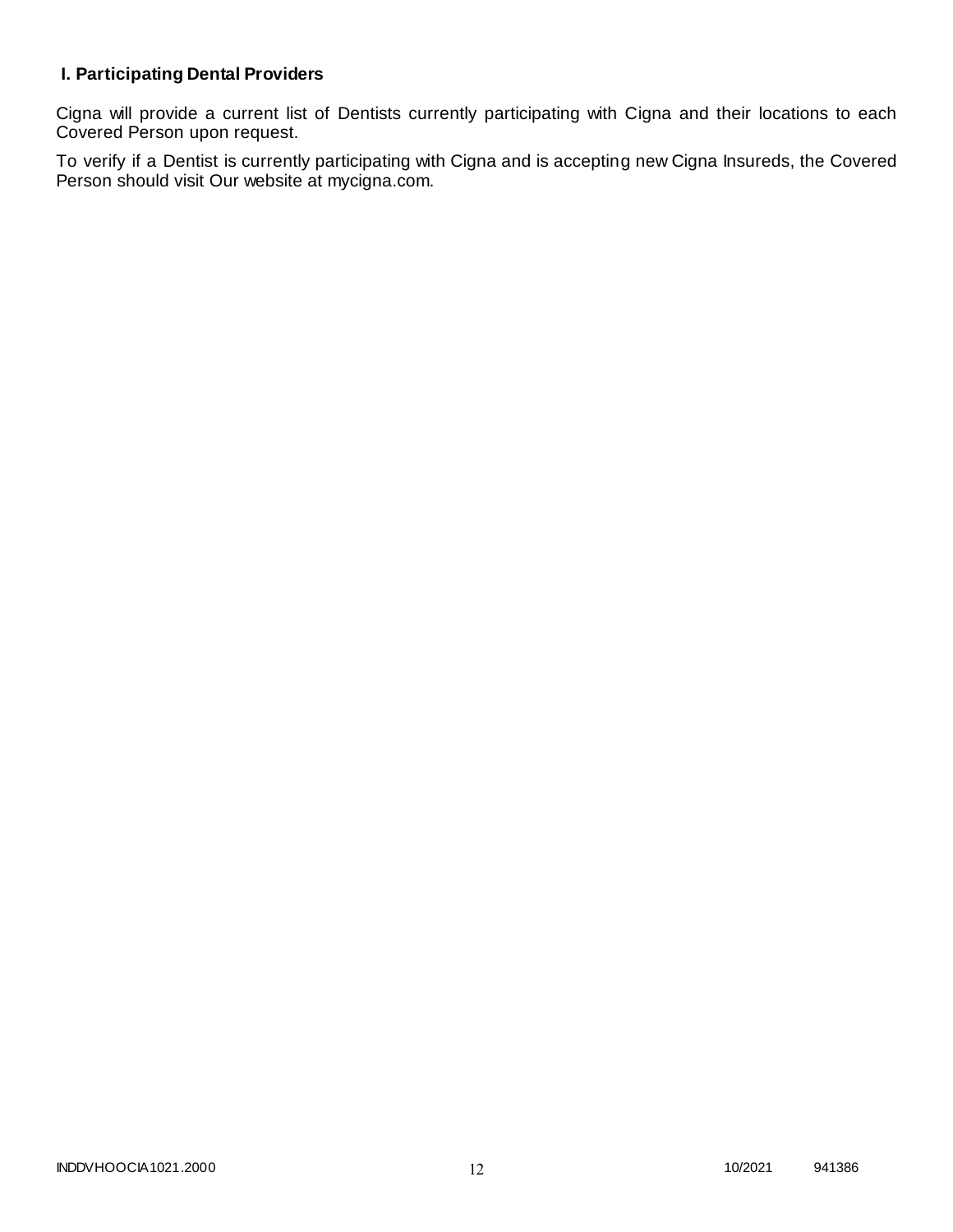### I. Participating Dental Providers

Cigna will provide a current list of Dentists currently participating with Cigna and their locations to each Covered Person upon request.

To verify if a Dentist is currently participating with Cigna and is accepting new Cigna Insureds, the Covered Person should visit Our website at mycigna.com.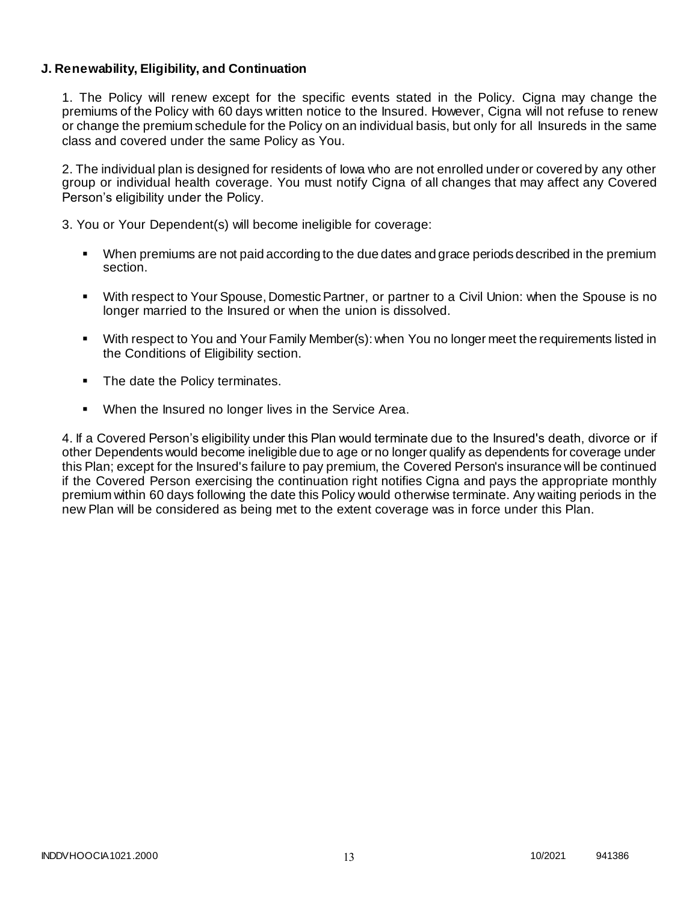**J. Renewability, Eligibility, and Continuation**

1. The Policy will renew except for the specific events stated in the Policy. Cigna may change the premiums of the Policy with 60 days written notice to the Insured. However, Cigna will not refuse to renew or change the premium schedule for the Policy on an individual basis, but only for all Insureds in the same class and covered under the same Policy as You.

2. The individual plan is designed for residents of Iowa who are not enrolled under or covered by any other group or individual health coverage. You must notify Cigna of all changes that may affect any Covered Person's eligibility under the Policy.

3. You or Your Dependent(s) will become ineligible for coverage:

- When premiums are not paid according to the due dates and grace periods described in the premium section.
- With respect to Your Spouse, Domestic Partner, or partner to a Civil Union: when the Spouse is no longer married to the Insured or when the union is dissolved.
- With respect to You and Your Family Member(s): when You no longer meet the requirements listed in the Conditions of Eligibility section.
- The date the Policy terminates.
- When the Insured no longer lives in the Service Area.

4. If a Covered Person's eligibility under this Plan would terminate due to the Insured's death, divorce or if other Dependents would become ineligible due to age or no longer qualify as dependents for coverage under this Plan; except for the Insured's failure to pay premium, the Covered Person's insurance will be continued if the Covered Person exercising the continuation right notifies Cigna and pays the appropriate monthly premium within 60 days following the date this Policy would otherwise terminate. Any waiting periods in the new Plan will be considered as being met to the extent coverage was in force under this Plan.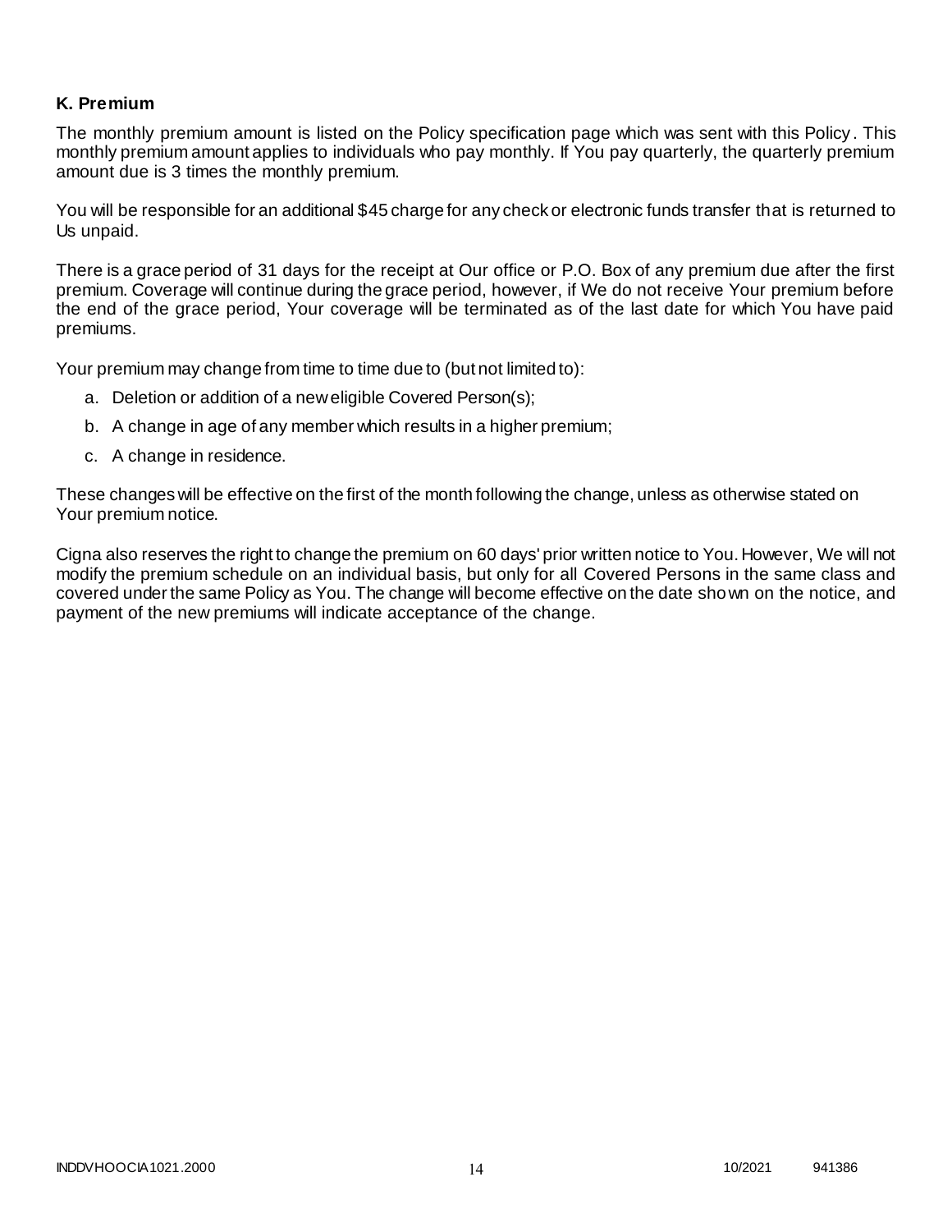**K. Premium**

The monthly premium amount is listed on the Policy specification page which was sent with this Policy. This monthly premium amount applies to individuals who pay monthly. If You pay quarterly, the quarterly premium amount due is 3 times the monthly premium.

You will be responsible for an additional $45 charge for any check or electronic funds transfer that is returned to Us unpaid.

There is a grace period of 31 days for the receipt at Our office or P.O. Box of any premium due after the first premium. Coverage will continue during the grace period, however, if We do not receive Your premium before the end of the grace period, Your coverage will be terminated as of the last date for which You have paid premiums.

Your premium may change from time to time due to (but not limited to):

a. Deletion or addition of a new eligible Covered Person(s);
b. A change in age of any member which results in a higher premium;
c. A change in residence.

These changes will be effective on the first of the month following the change, unless as otherwise stated on Your premium notice.

Cigna also reserves the right to change the premium on 60 days' prior written notice to You. However, We will not modify the premium schedule on an individual basis, but only for all Covered Persons in the same class and covered under the same Policy as You. The change will become effective on the date shown on the notice, and payment of the new premiums will indicate acceptance of the change.